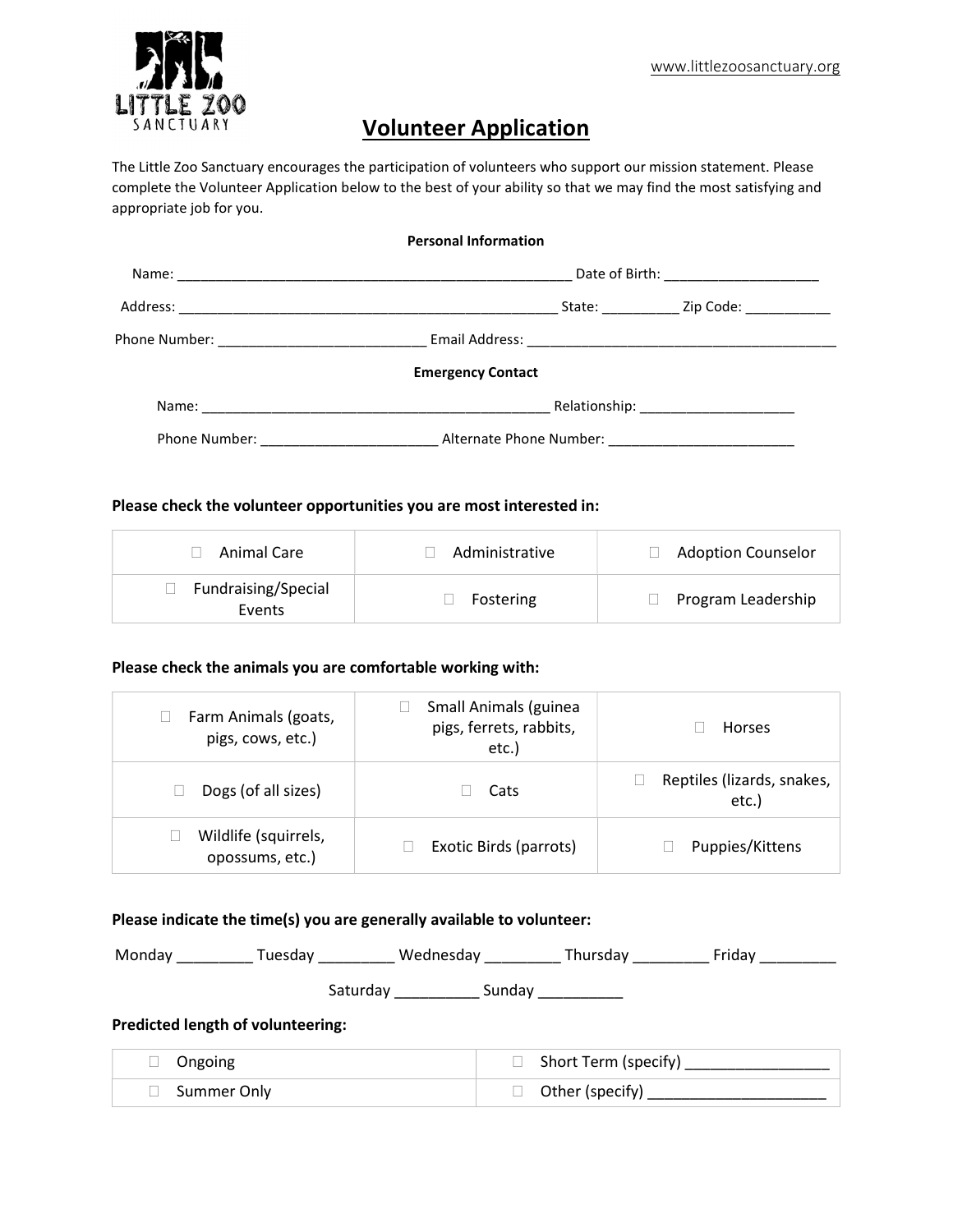www.littlezoosanctuary.org

# Volunteer Application

The Little Zoo Sanctuary encourages the participation of volunteers who support our mission statement. Please complete the Volunteer Application below to the best of your ability so that we may find the most satisfying and appropriate job for you.

**Personal Information**

Name: ___________________________________________________ Date of Birth: ____________________

Address: _________________________________________________ State: __________ Zip Code: ___________

Phone Number: ___________________________ Email Address: _________________________________________

**Emergency Contact**

Name: ______________________________________________ Relationship: ____________________

Phone Number: _______________________ Alternate Phone Number: ________________________

**Please check the volunteer opportunities you are most interested in:**

| | | |
|---|---|---|
| ☐ Animal Care | ☐ Administrative | ☐ Adoption Counselor |
| ☐ Fundraising/Special Events | ☐ Fostering | ☐ Program Leadership |

**Please check the animals you are comfortable working with:**

| | | |
|---|---|---|
| ☐ Farm Animals (goats, pigs, cows, etc.) | ☐ Small Animals (guinea pigs, ferrets, rabbits, etc.) | ☐ Horses |
| ☐ Dogs (of all sizes) | ☐ Cats | ☐ Reptiles (lizards, snakes, etc.) |
| ☐ Wildlife (squirrels, opossums, etc.) | ☐ Exotic Birds (parrots) | ☐ Puppies/Kittens |

**Please indicate the time(s) you are generally available to volunteer:**

Monday _________ Tuesday _________ Wednesday _________ Thursday _________ Friday _________

Saturday __________ Sunday __________

**Predicted length of volunteering:**

| | |
|---|---|
| ☐ Ongoing | ☐ Short Term (specify) _________________ |
| ☐ Summer Only | ☐ Other (specify) _____________________ |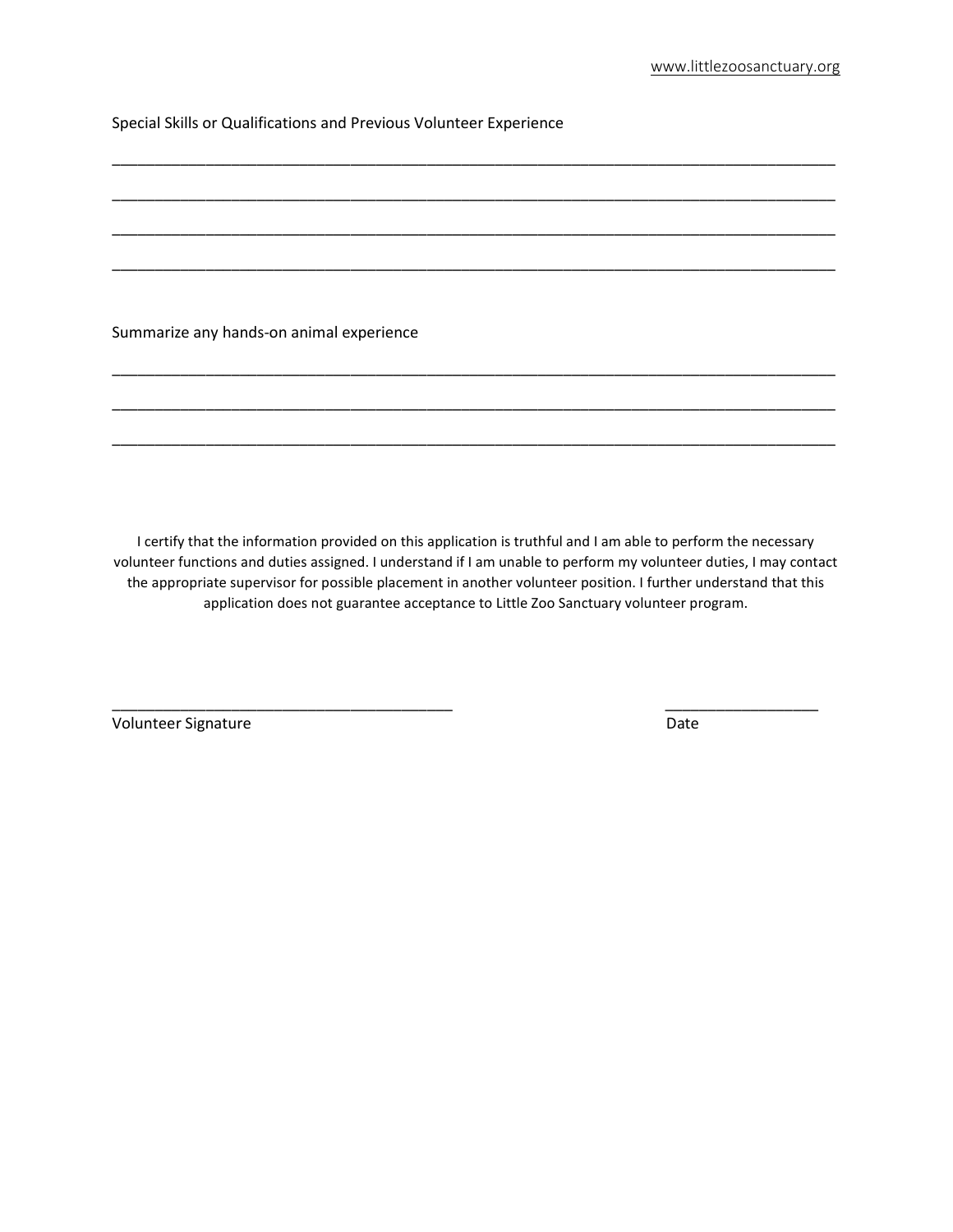Special Skills or Qualifications and Previous Volunteer Experience

____________________________________________________________________________________

____________________________________________________________________________________

____________________________________________________________________________________

____________________________________________________________________________________

Summarize any hands-on animal experience

____________________________________________________________________________________

____________________________________________________________________________________

____________________________________________________________________________________

I certify that the information provided on this application is truthful and I am able to perform the necessary volunteer functions and duties assigned. I understand if I am unable to perform my volunteer duties, I may contact the appropriate supervisor for possible placement in another volunteer position. I further understand that this application does not guarantee acceptance to Little Zoo Sanctuary volunteer program.

________________________________________ __________________

Volunteer Signature Date